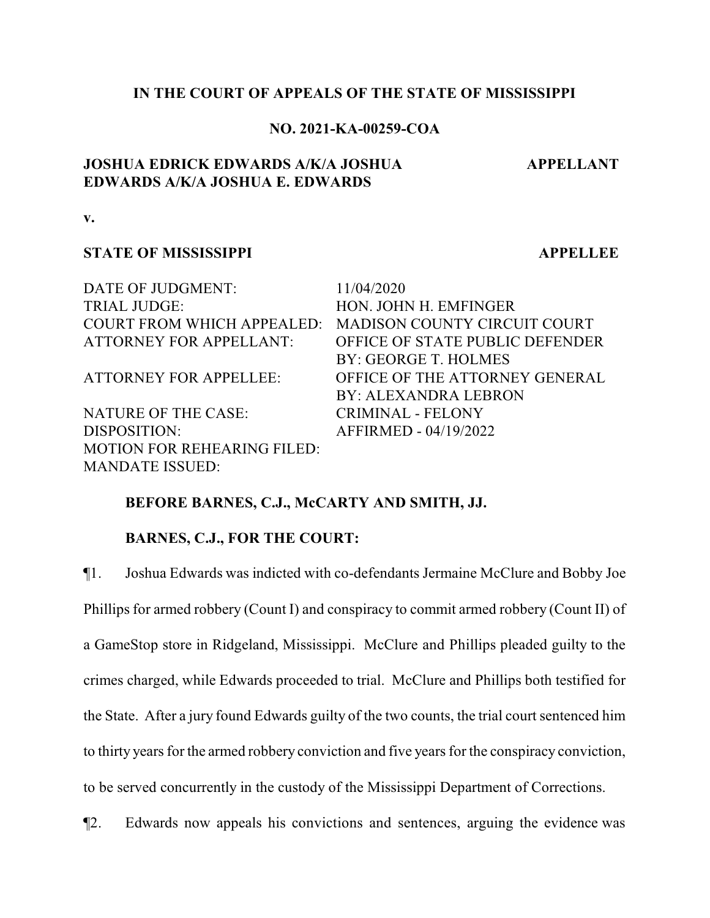**IN THE COURT OF APPEALS OF THE STATE OF MISSISSIPPI**

**NO. 2021-KA-00259-COA**

**JOSHUA EDRICK EDWARDS A/K/A JOSHUA EDWARDS A/K/A JOSHUA E. EDWARDS** — **APPELLANT**

**v.**

**STATE OF MISSISSIPPI** — **APPELLEE**

| | |
|---|---|
| DATE OF JUDGMENT: | 11/04/2020 |
| TRIAL JUDGE: | HON. JOHN H. EMFINGER |
| COURT FROM WHICH APPEALED: | MADISON COUNTY CIRCUIT COURT |
| ATTORNEY FOR APPELLANT: | OFFICE OF STATE PUBLIC DEFENDER BY: GEORGE T. HOLMES |
| ATTORNEY FOR APPELLEE: | OFFICE OF THE ATTORNEY GENERAL BY: ALEXANDRA LEBRON |
| NATURE OF THE CASE: | CRIMINAL - FELONY |
| DISPOSITION: | AFFIRMED - 04/19/2022 |
| MOTION FOR REHEARING FILED: | |
| MANDATE ISSUED: | |

**BEFORE BARNES, C.J., McCARTY AND SMITH, JJ.**

**BARNES, C.J., FOR THE COURT:**

¶1. Joshua Edwards was indicted with co-defendants Jermaine McClure and Bobby Joe Phillips for armed robbery (Count I) and conspiracy to commit armed robbery (Count II) of a GameStop store in Ridgeland, Mississippi. McClure and Phillips pleaded guilty to the crimes charged, while Edwards proceeded to trial. McClure and Phillips both testified for the State. After a jury found Edwards guilty of the two counts, the trial court sentenced him to thirty years for the armed robbery conviction and five years for the conspiracy conviction, to be served concurrently in the custody of the Mississippi Department of Corrections.

¶2. Edwards now appeals his convictions and sentences, arguing the evidence was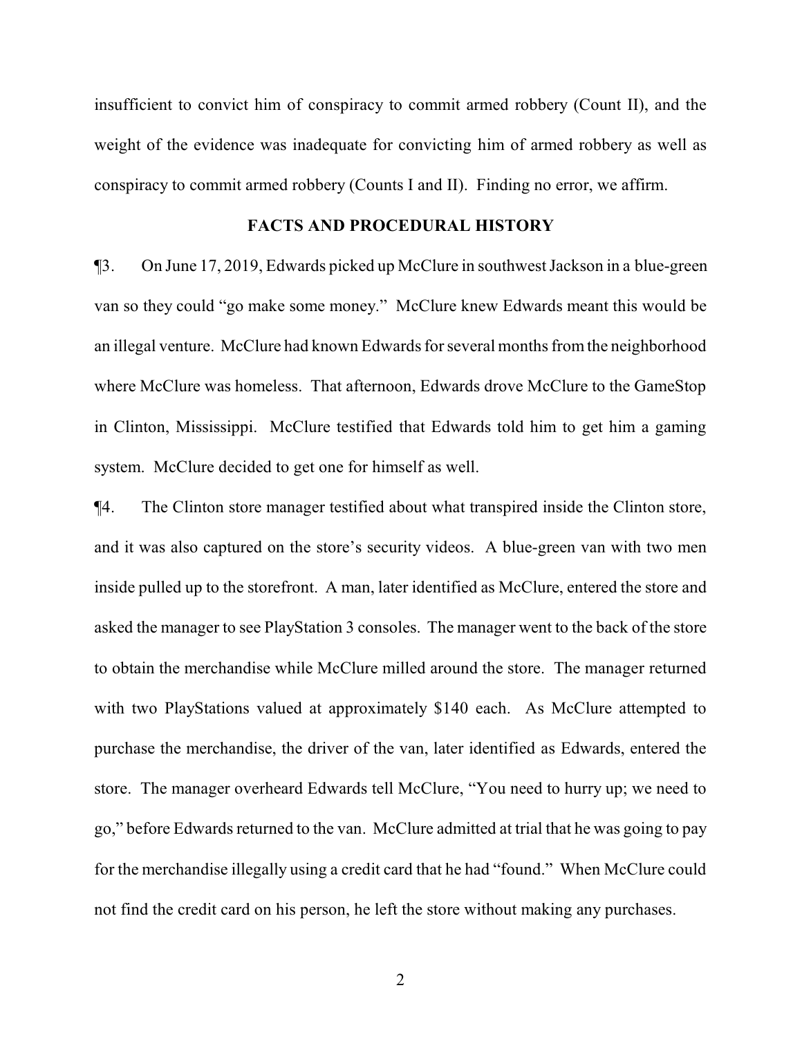insufficient to convict him of conspiracy to commit armed robbery (Count II), and the weight of the evidence was inadequate for convicting him of armed robbery as well as conspiracy to commit armed robbery (Counts I and II). Finding no error, we affirm.

## FACTS AND PROCEDURAL HISTORY

¶3. On June 17, 2019, Edwards picked up McClure in southwest Jackson in a blue-green van so they could "go make some money." McClure knew Edwards meant this would be an illegal venture. McClure had known Edwards for several months from the neighborhood where McClure was homeless. That afternoon, Edwards drove McClure to the GameStop in Clinton, Mississippi. McClure testified that Edwards told him to get him a gaming system. McClure decided to get one for himself as well.

¶4. The Clinton store manager testified about what transpired inside the Clinton store, and it was also captured on the store's security videos. A blue-green van with two men inside pulled up to the storefront. A man, later identified as McClure, entered the store and asked the manager to see PlayStation 3 consoles. The manager went to the back of the store to obtain the merchandise while McClure milled around the store. The manager returned with two PlayStations valued at approximately $140 each. As McClure attempted to purchase the merchandise, the driver of the van, later identified as Edwards, entered the store. The manager overheard Edwards tell McClure, "You need to hurry up; we need to go," before Edwards returned to the van. McClure admitted at trial that he was going to pay for the merchandise illegally using a credit card that he had "found." When McClure could not find the credit card on his person, he left the store without making any purchases.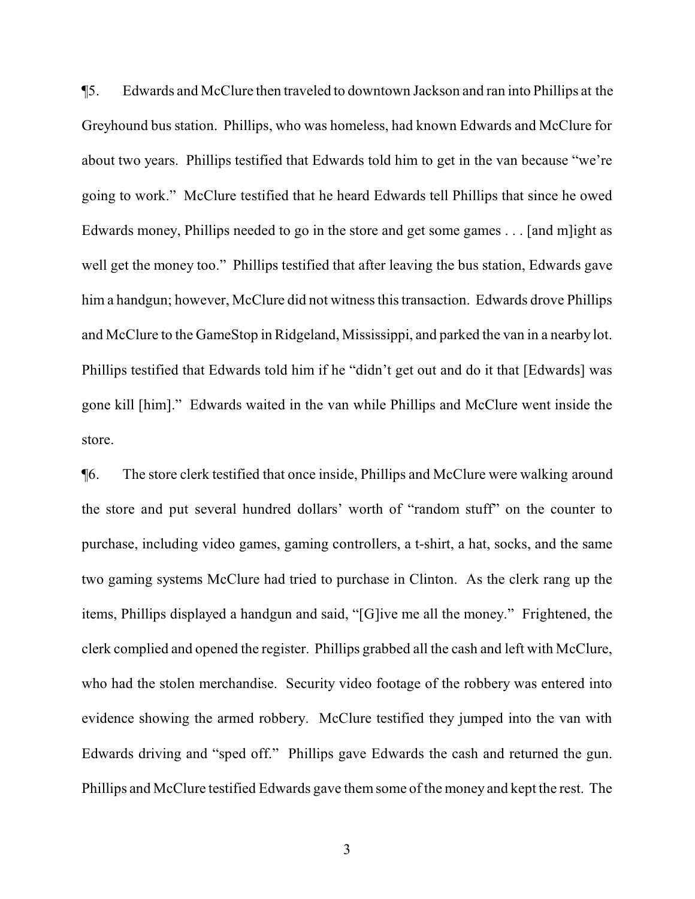¶5. Edwards and McClure then traveled to downtown Jackson and ran into Phillips at the Greyhound bus station. Phillips, who was homeless, had known Edwards and McClure for about two years. Phillips testified that Edwards told him to get in the van because "we're going to work." McClure testified that he heard Edwards tell Phillips that since he owed Edwards money, Phillips needed to go in the store and get some games . . . [and m]ight as well get the money too." Phillips testified that after leaving the bus station, Edwards gave him a handgun; however, McClure did not witness this transaction. Edwards drove Phillips and McClure to the GameStop in Ridgeland, Mississippi, and parked the van in a nearby lot. Phillips testified that Edwards told him if he "didn't get out and do it that [Edwards] was gone kill [him]." Edwards waited in the van while Phillips and McClure went inside the store.

¶6. The store clerk testified that once inside, Phillips and McClure were walking around the store and put several hundred dollars' worth of "random stuff" on the counter to purchase, including video games, gaming controllers, a t-shirt, a hat, socks, and the same two gaming systems McClure had tried to purchase in Clinton. As the clerk rang up the items, Phillips displayed a handgun and said, "[G]ive me all the money." Frightened, the clerk complied and opened the register. Phillips grabbed all the cash and left with McClure, who had the stolen merchandise. Security video footage of the robbery was entered into evidence showing the armed robbery. McClure testified they jumped into the van with Edwards driving and "sped off." Phillips gave Edwards the cash and returned the gun. Phillips and McClure testified Edwards gave them some of the money and kept the rest. The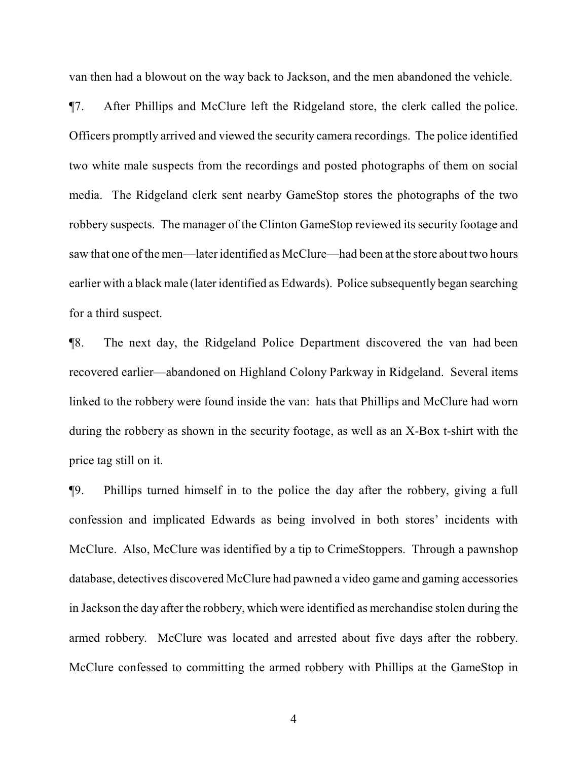van then had a blowout on the way back to Jackson, and the men abandoned the vehicle.

¶7. After Phillips and McClure left the Ridgeland store, the clerk called the police. Officers promptly arrived and viewed the security camera recordings. The police identified two white male suspects from the recordings and posted photographs of them on social media. The Ridgeland clerk sent nearby GameStop stores the photographs of the two robbery suspects. The manager of the Clinton GameStop reviewed its security footage and saw that one of the men—later identified as McClure—had been at the store about two hours earlier with a black male (later identified as Edwards). Police subsequently began searching for a third suspect.

¶8. The next day, the Ridgeland Police Department discovered the van had been recovered earlier—abandoned on Highland Colony Parkway in Ridgeland. Several items linked to the robbery were found inside the van: hats that Phillips and McClure had worn during the robbery as shown in the security footage, as well as an X-Box t-shirt with the price tag still on it.

¶9. Phillips turned himself in to the police the day after the robbery, giving a full confession and implicated Edwards as being involved in both stores' incidents with McClure. Also, McClure was identified by a tip to CrimeStoppers. Through a pawnshop database, detectives discovered McClure had pawned a video game and gaming accessories in Jackson the day after the robbery, which were identified as merchandise stolen during the armed robbery. McClure was located and arrested about five days after the robbery. McClure confessed to committing the armed robbery with Phillips at the GameStop in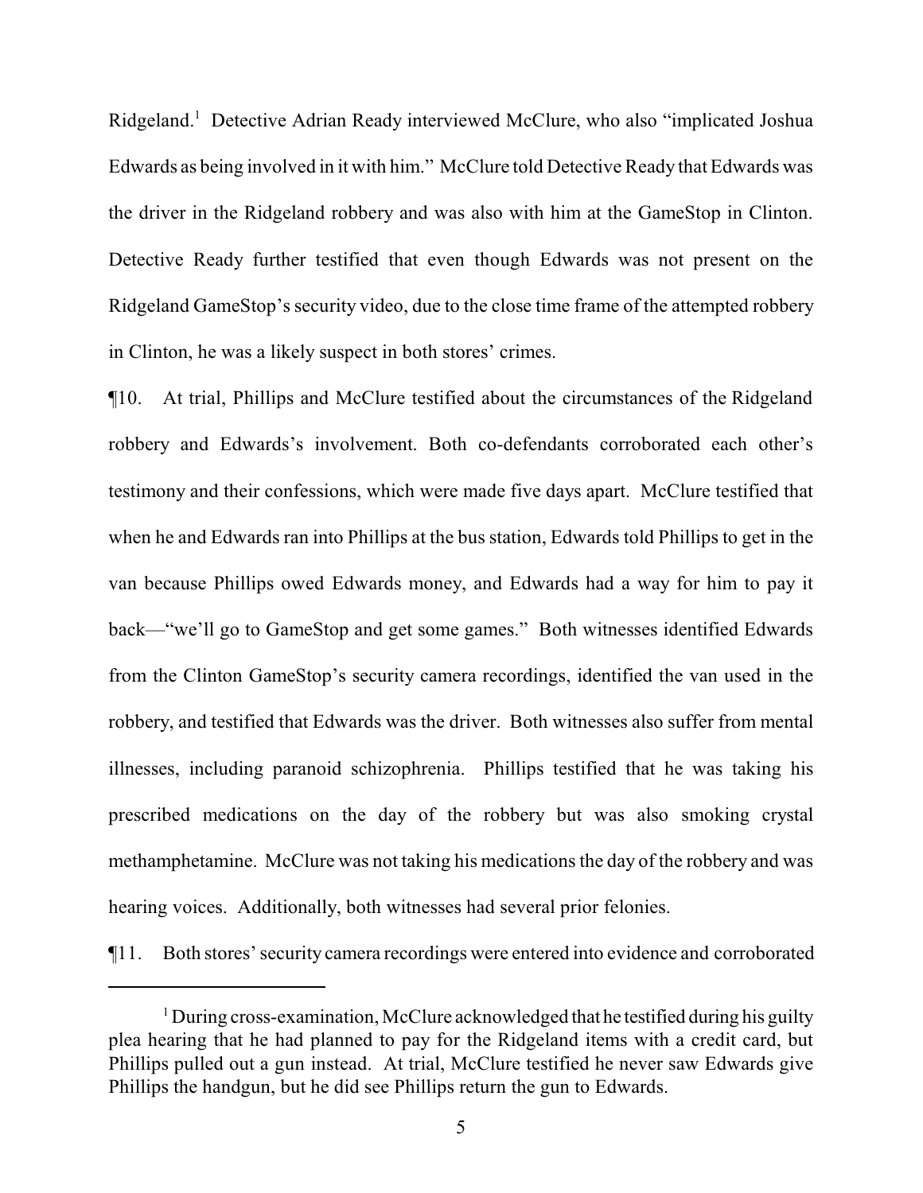Ridgeland.[1] Detective Adrian Ready interviewed McClure, who also "implicated Joshua Edwards as being involved in it with him." McClure told Detective Ready that Edwards was the driver in the Ridgeland robbery and was also with him at the GameStop in Clinton. Detective Ready further testified that even though Edwards was not present on the Ridgeland GameStop's security video, due to the close time frame of the attempted robbery in Clinton, he was a likely suspect in both stores' crimes.

¶10. At trial, Phillips and McClure testified about the circumstances of the Ridgeland robbery and Edwards's involvement. Both co-defendants corroborated each other's testimony and their confessions, which were made five days apart. McClure testified that when he and Edwards ran into Phillips at the bus station, Edwards told Phillips to get in the van because Phillips owed Edwards money, and Edwards had a way for him to pay it back—"we'll go to GameStop and get some games." Both witnesses identified Edwards from the Clinton GameStop's security camera recordings, identified the van used in the robbery, and testified that Edwards was the driver. Both witnesses also suffer from mental illnesses, including paranoid schizophrenia. Phillips testified that he was taking his prescribed medications on the day of the robbery but was also smoking crystal methamphetamine. McClure was not taking his medications the day of the robbery and was hearing voices. Additionally, both witnesses had several prior felonies.

¶11. Both stores' security camera recordings were entered into evidence and corroborated

[1] During cross-examination, McClure acknowledged that he testified during his guilty plea hearing that he had planned to pay for the Ridgeland items with a credit card, but Phillips pulled out a gun instead. At trial, McClure testified he never saw Edwards give Phillips the handgun, but he did see Phillips return the gun to Edwards.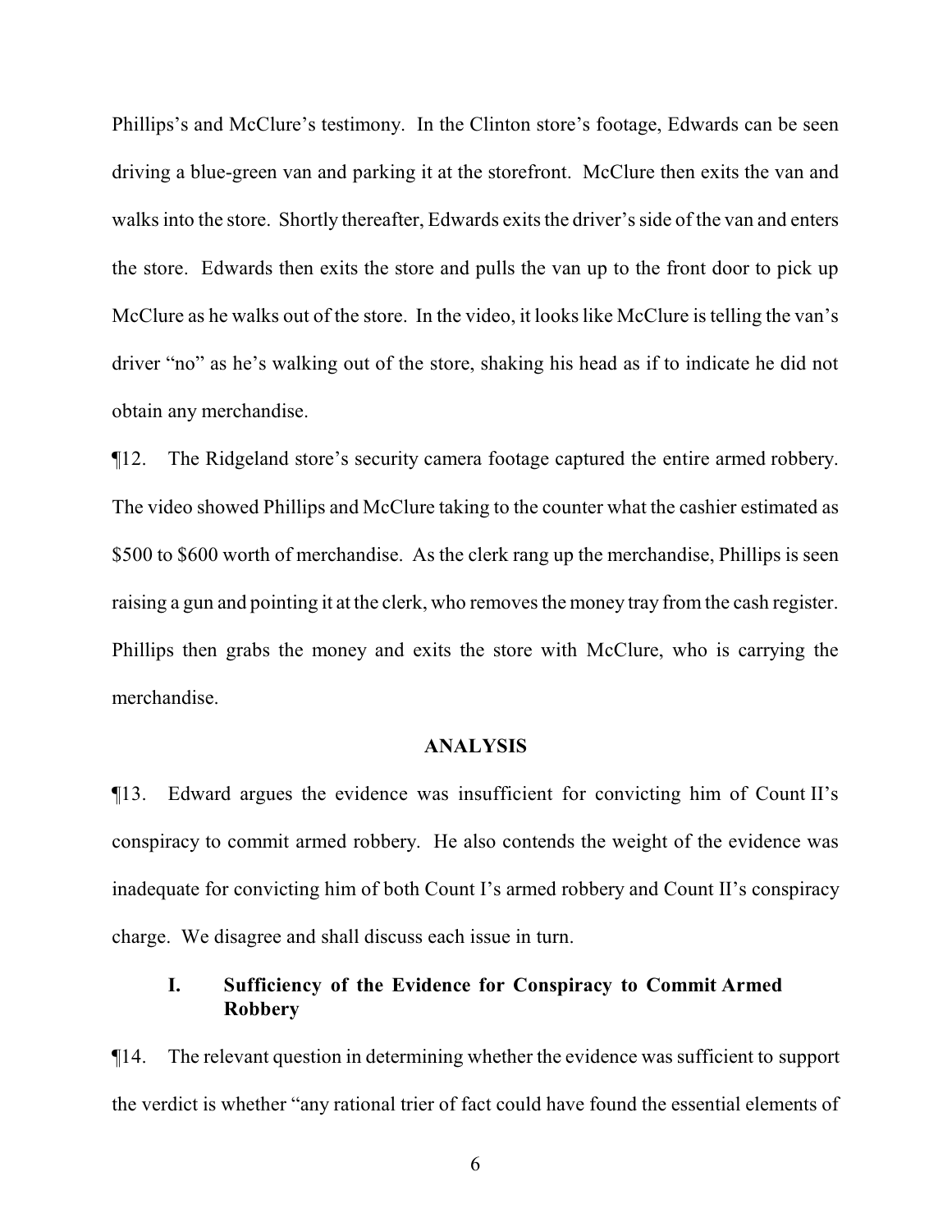Phillips's and McClure's testimony. In the Clinton store's footage, Edwards can be seen driving a blue-green van and parking it at the storefront. McClure then exits the van and walks into the store. Shortly thereafter, Edwards exits the driver's side of the van and enters the store. Edwards then exits the store and pulls the van up to the front door to pick up McClure as he walks out of the store. In the video, it looks like McClure is telling the van's driver "no" as he's walking out of the store, shaking his head as if to indicate he did not obtain any merchandise.

¶12. The Ridgeland store's security camera footage captured the entire armed robbery. The video showed Phillips and McClure taking to the counter what the cashier estimated as $500 to $600 worth of merchandise. As the clerk rang up the merchandise, Phillips is seen raising a gun and pointing it at the clerk, who removes the money tray from the cash register. Phillips then grabs the money and exits the store with McClure, who is carrying the merchandise.

## ANALYSIS

¶13. Edward argues the evidence was insufficient for convicting him of Count II's conspiracy to commit armed robbery. He also contends the weight of the evidence was inadequate for convicting him of both Count I's armed robbery and Count II's conspiracy charge. We disagree and shall discuss each issue in turn.

### I. Sufficiency of the Evidence for Conspiracy to Commit Armed Robbery

¶14. The relevant question in determining whether the evidence was sufficient to support the verdict is whether "any rational trier of fact could have found the essential elements of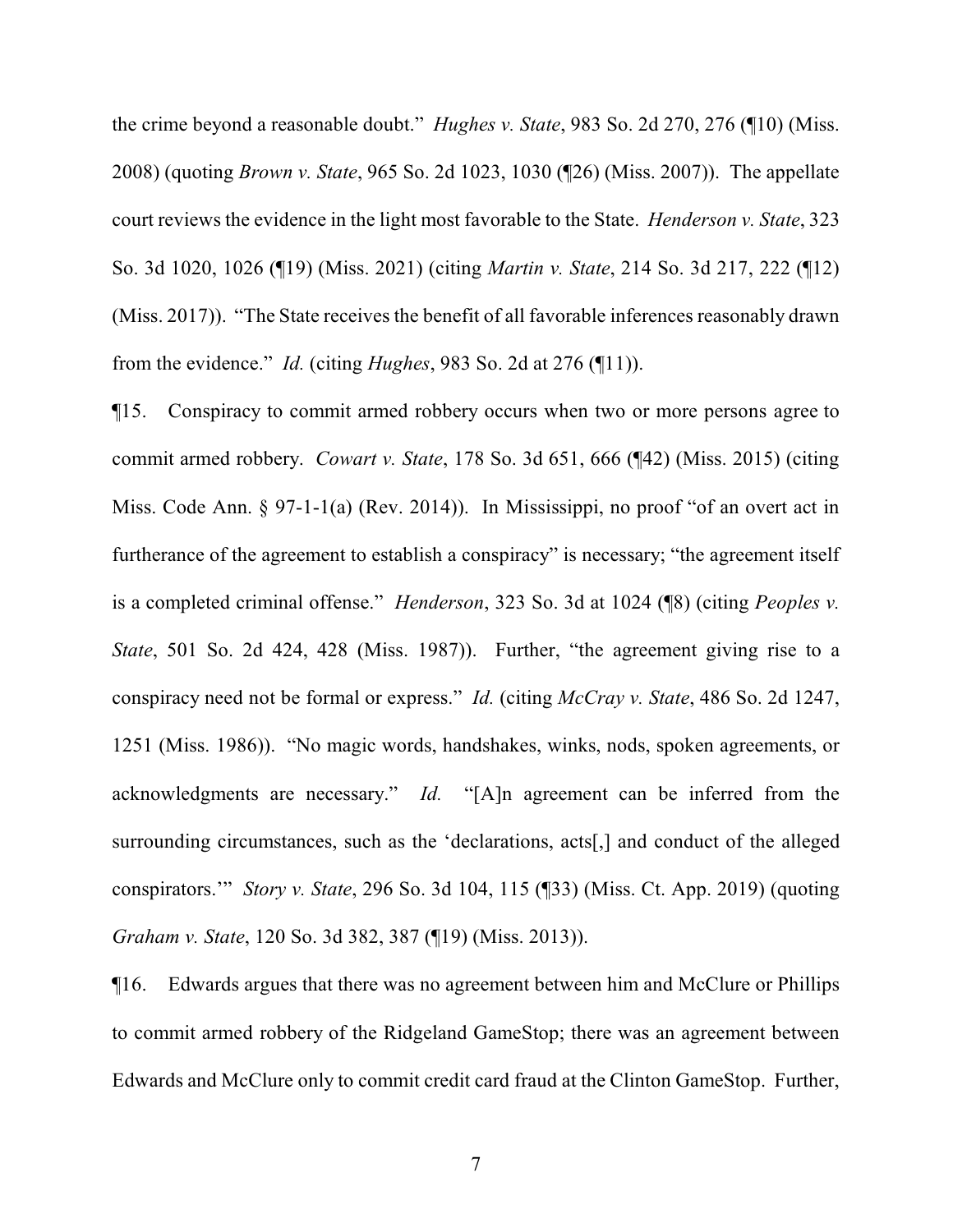the crime beyond a reasonable doubt." *Hughes v. State*, 983 So. 2d 270, 276 (¶10) (Miss. 2008) (quoting *Brown v. State*, 965 So. 2d 1023, 1030 (¶26) (Miss. 2007)). The appellate court reviews the evidence in the light most favorable to the State. *Henderson v. State*, 323 So. 3d 1020, 1026 (¶19) (Miss. 2021) (citing *Martin v. State*, 214 So. 3d 217, 222 (¶12) (Miss. 2017)). "The State receives the benefit of all favorable inferences reasonably drawn from the evidence." *Id.* (citing *Hughes*, 983 So. 2d at 276 (¶11)).

¶15. Conspiracy to commit armed robbery occurs when two or more persons agree to commit armed robbery. *Cowart v. State*, 178 So. 3d 651, 666 (¶42) (Miss. 2015) (citing Miss. Code Ann. § 97-1-1(a) (Rev. 2014)). In Mississippi, no proof "of an overt act in furtherance of the agreement to establish a conspiracy" is necessary; "the agreement itself is a completed criminal offense." *Henderson*, 323 So. 3d at 1024 (¶8) (citing *Peoples v. State*, 501 So. 2d 424, 428 (Miss. 1987)). Further, "the agreement giving rise to a conspiracy need not be formal or express." *Id.* (citing *McCray v. State*, 486 So. 2d 1247, 1251 (Miss. 1986)). "No magic words, handshakes, winks, nods, spoken agreements, or acknowledgments are necessary." *Id.* "[A]n agreement can be inferred from the surrounding circumstances, such as the 'declarations, acts[,] and conduct of the alleged conspirators.'" *Story v. State*, 296 So. 3d 104, 115 (¶33) (Miss. Ct. App. 2019) (quoting *Graham v. State*, 120 So. 3d 382, 387 (¶19) (Miss. 2013)).

¶16. Edwards argues that there was no agreement between him and McClure or Phillips to commit armed robbery of the Ridgeland GameStop; there was an agreement between Edwards and McClure only to commit credit card fraud at the Clinton GameStop. Further,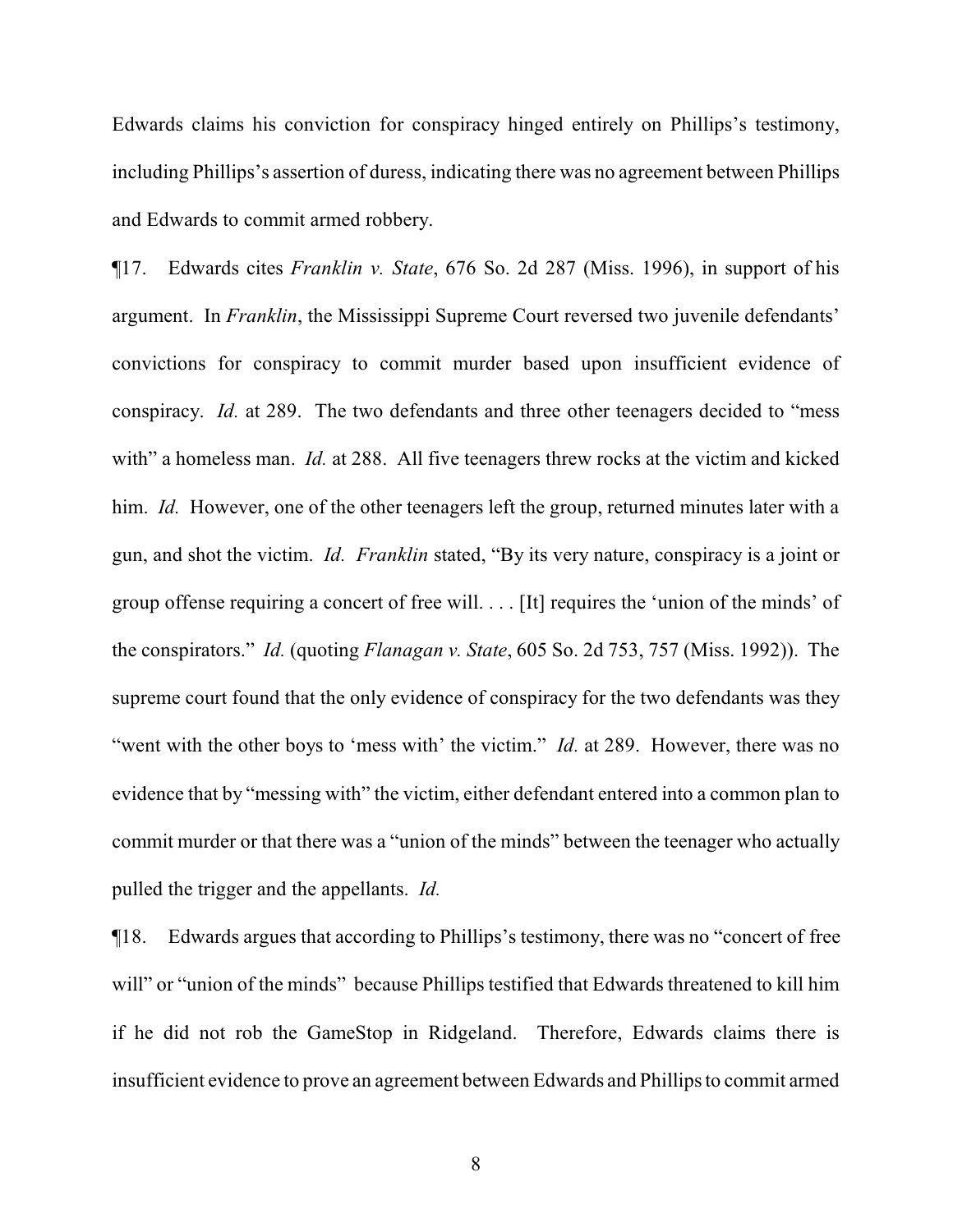Edwards claims his conviction for conspiracy hinged entirely on Phillips's testimony, including Phillips's assertion of duress, indicating there was no agreement between Phillips and Edwards to commit armed robbery.

¶17. Edwards cites *Franklin v. State*, 676 So. 2d 287 (Miss. 1996), in support of his argument. In *Franklin*, the Mississippi Supreme Court reversed two juvenile defendants' convictions for conspiracy to commit murder based upon insufficient evidence of conspiracy. *Id.* at 289. The two defendants and three other teenagers decided to "mess with" a homeless man. *Id.* at 288. All five teenagers threw rocks at the victim and kicked him. *Id.* However, one of the other teenagers left the group, returned minutes later with a gun, and shot the victim. *Id.* *Franklin* stated, "By its very nature, conspiracy is a joint or group offense requiring a concert of free will. . . . [It] requires the 'union of the minds' of the conspirators." *Id.* (quoting *Flanagan v. State*, 605 So. 2d 753, 757 (Miss. 1992)). The supreme court found that the only evidence of conspiracy for the two defendants was they "went with the other boys to 'mess with' the victim." *Id.* at 289. However, there was no evidence that by "messing with" the victim, either defendant entered into a common plan to commit murder or that there was a "union of the minds" between the teenager who actually pulled the trigger and the appellants. *Id.*

¶18. Edwards argues that according to Phillips's testimony, there was no "concert of free will" or "union of the minds" because Phillips testified that Edwards threatened to kill him if he did not rob the GameStop in Ridgeland. Therefore, Edwards claims there is insufficient evidence to prove an agreement between Edwards and Phillips to commit armed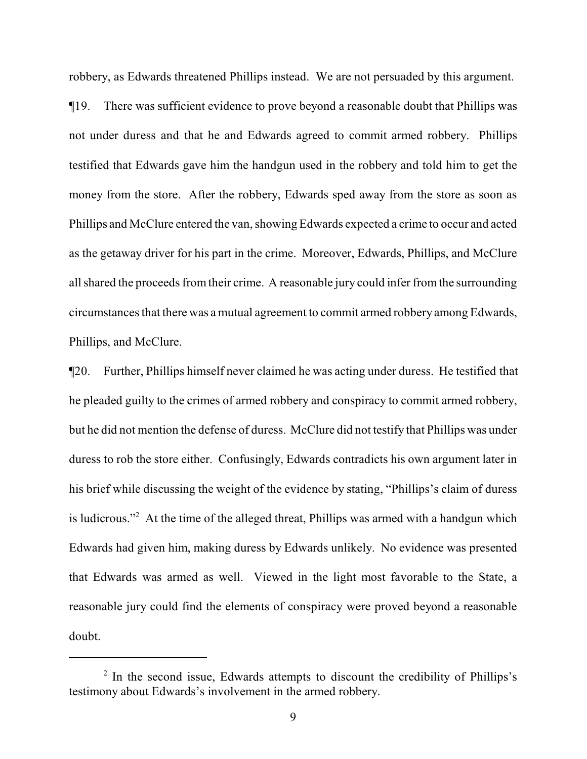robbery, as Edwards threatened Phillips instead. We are not persuaded by this argument.

¶19. There was sufficient evidence to prove beyond a reasonable doubt that Phillips was not under duress and that he and Edwards agreed to commit armed robbery. Phillips testified that Edwards gave him the handgun used in the robbery and told him to get the money from the store. After the robbery, Edwards sped away from the store as soon as Phillips and McClure entered the van, showing Edwards expected a crime to occur and acted as the getaway driver for his part in the crime. Moreover, Edwards, Phillips, and McClure all shared the proceeds from their crime. A reasonable jury could infer from the surrounding circumstances that there was a mutual agreement to commit armed robbery among Edwards, Phillips, and McClure.

¶20. Further, Phillips himself never claimed he was acting under duress. He testified that he pleaded guilty to the crimes of armed robbery and conspiracy to commit armed robbery, but he did not mention the defense of duress. McClure did not testify that Phillips was under duress to rob the store either. Confusingly, Edwards contradicts his own argument later in his brief while discussing the weight of the evidence by stating, "Phillips's claim of duress is ludicrous."[2] At the time of the alleged threat, Phillips was armed with a handgun which Edwards had given him, making duress by Edwards unlikely. No evidence was presented that Edwards was armed as well. Viewed in the light most favorable to the State, a reasonable jury could find the elements of conspiracy were proved beyond a reasonable doubt.

---

[2] In the second issue, Edwards attempts to discount the credibility of Phillips's testimony about Edwards's involvement in the armed robbery.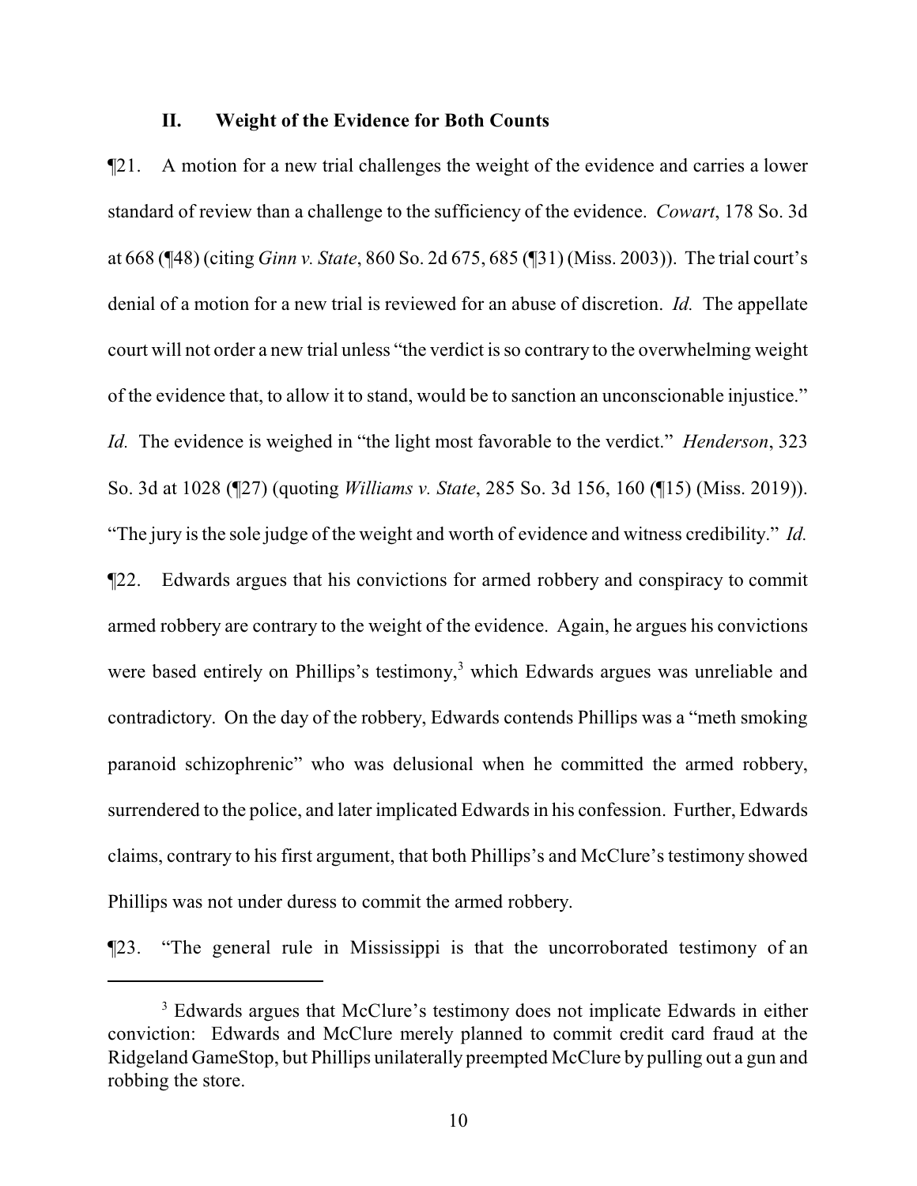## II. Weight of the Evidence for Both Counts

¶21. A motion for a new trial challenges the weight of the evidence and carries a lower standard of review than a challenge to the sufficiency of the evidence. *Cowart*, 178 So. 3d at 668 (¶48) (citing *Ginn v. State*, 860 So. 2d 675, 685 (¶31) (Miss. 2003)). The trial court's denial of a motion for a new trial is reviewed for an abuse of discretion. *Id.* The appellate court will not order a new trial unless "the verdict is so contrary to the overwhelming weight of the evidence that, to allow it to stand, would be to sanction an unconscionable injustice." *Id.* The evidence is weighed in "the light most favorable to the verdict." *Henderson*, 323 So. 3d at 1028 (¶27) (quoting *Williams v. State*, 285 So. 3d 156, 160 (¶15) (Miss. 2019)). "The jury is the sole judge of the weight and worth of evidence and witness credibility." *Id.*

¶22. Edwards argues that his convictions for armed robbery and conspiracy to commit armed robbery are contrary to the weight of the evidence. Again, he argues his convictions were based entirely on Phillips's testimony,[3] which Edwards argues was unreliable and contradictory. On the day of the robbery, Edwards contends Phillips was a "meth smoking paranoid schizophrenic" who was delusional when he committed the armed robbery, surrendered to the police, and later implicated Edwards in his confession. Further, Edwards claims, contrary to his first argument, that both Phillips's and McClure's testimony showed Phillips was not under duress to commit the armed robbery.

¶23. "The general rule in Mississippi is that the uncorroborated testimony of an

---

[3] Edwards argues that McClure's testimony does not implicate Edwards in either conviction: Edwards and McClure merely planned to commit credit card fraud at the Ridgeland GameStop, but Phillips unilaterally preempted McClure by pulling out a gun and robbing the store.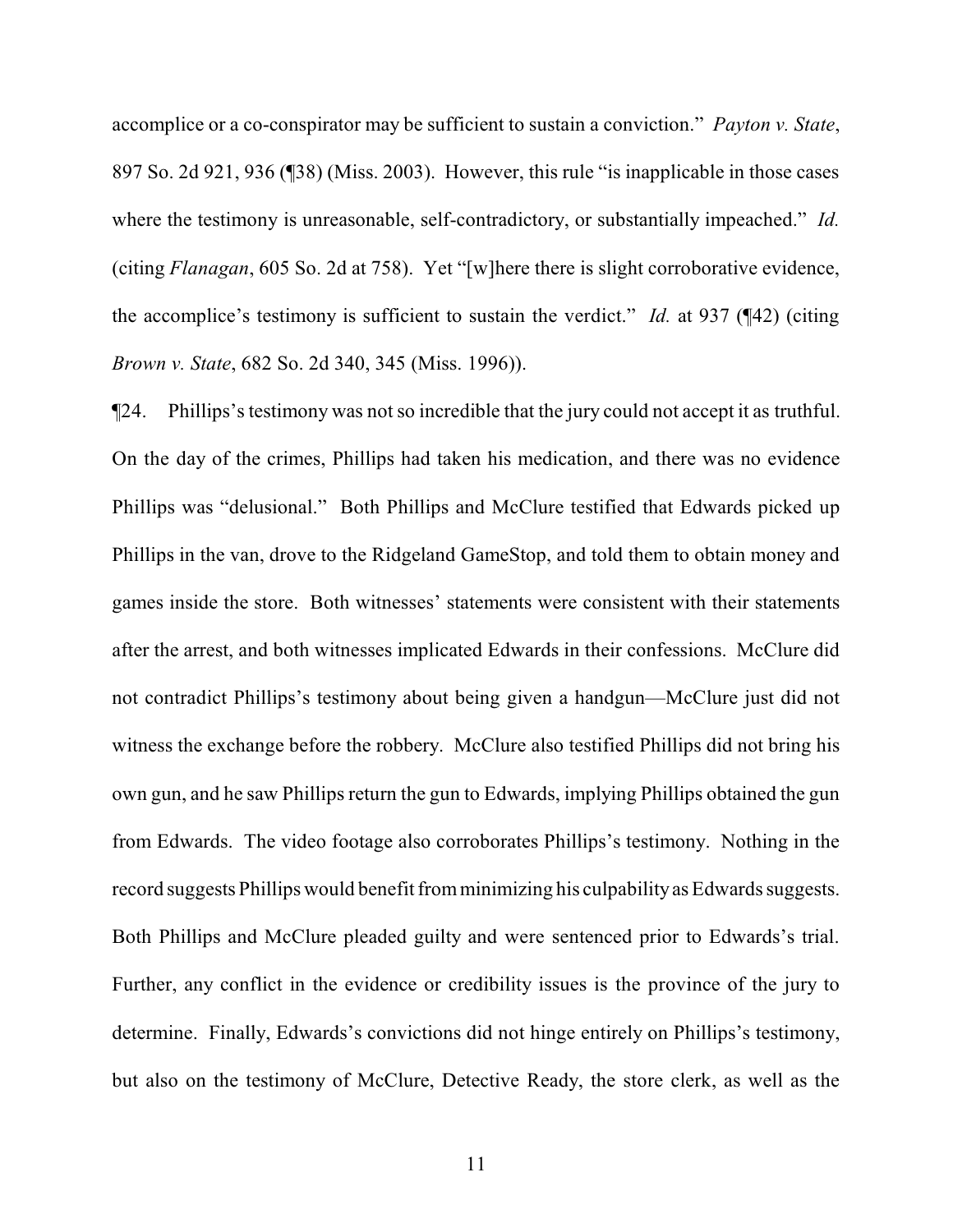accomplice or a co-conspirator may be sufficient to sustain a conviction." *Payton v. State*, 897 So. 2d 921, 936 (¶38) (Miss. 2003). However, this rule "is inapplicable in those cases where the testimony is unreasonable, self-contradictory, or substantially impeached." *Id.* (citing *Flanagan*, 605 So. 2d at 758). Yet "[w]here there is slight corroborative evidence, the accomplice's testimony is sufficient to sustain the verdict." *Id.* at 937 (¶42) (citing *Brown v. State*, 682 So. 2d 340, 345 (Miss. 1996)).

¶24. Phillips's testimony was not so incredible that the jury could not accept it as truthful. On the day of the crimes, Phillips had taken his medication, and there was no evidence Phillips was "delusional." Both Phillips and McClure testified that Edwards picked up Phillips in the van, drove to the Ridgeland GameStop, and told them to obtain money and games inside the store. Both witnesses' statements were consistent with their statements after the arrest, and both witnesses implicated Edwards in their confessions. McClure did not contradict Phillips's testimony about being given a handgun—McClure just did not witness the exchange before the robbery. McClure also testified Phillips did not bring his own gun, and he saw Phillips return the gun to Edwards, implying Phillips obtained the gun from Edwards. The video footage also corroborates Phillips's testimony. Nothing in the record suggests Phillips would benefit from minimizing his culpability as Edwards suggests. Both Phillips and McClure pleaded guilty and were sentenced prior to Edwards's trial. Further, any conflict in the evidence or credibility issues is the province of the jury to determine. Finally, Edwards's convictions did not hinge entirely on Phillips's testimony, but also on the testimony of McClure, Detective Ready, the store clerk, as well as the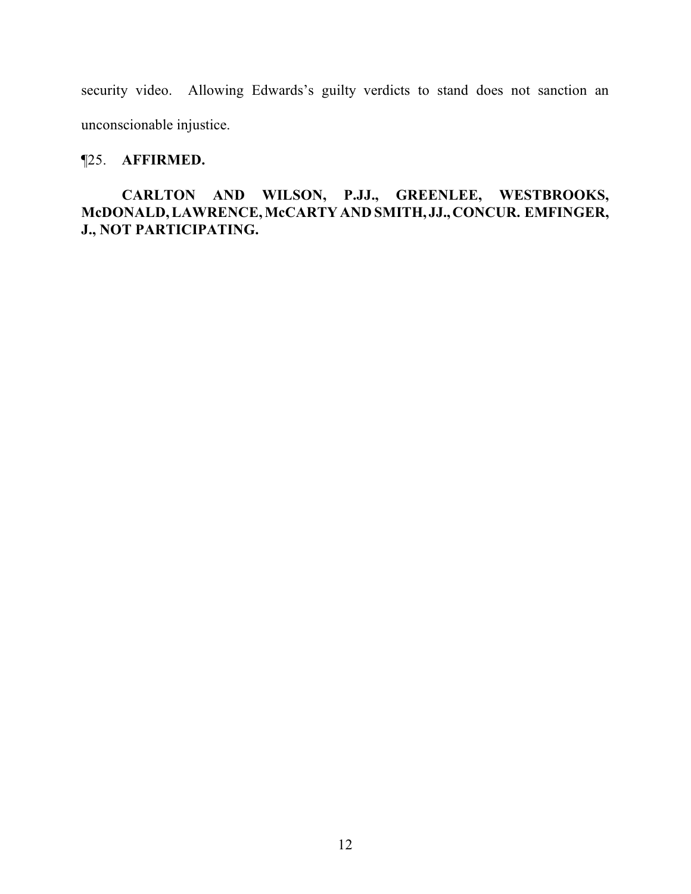security video. Allowing Edwards's guilty verdicts to stand does not sanction an unconscionable injustice.

¶25. **AFFIRMED.**

**CARLTON AND WILSON, P.JJ., GREENLEE, WESTBROOKS, McDONALD, LAWRENCE, McCARTY AND SMITH, JJ., CONCUR. EMFINGER, J., NOT PARTICIPATING.**